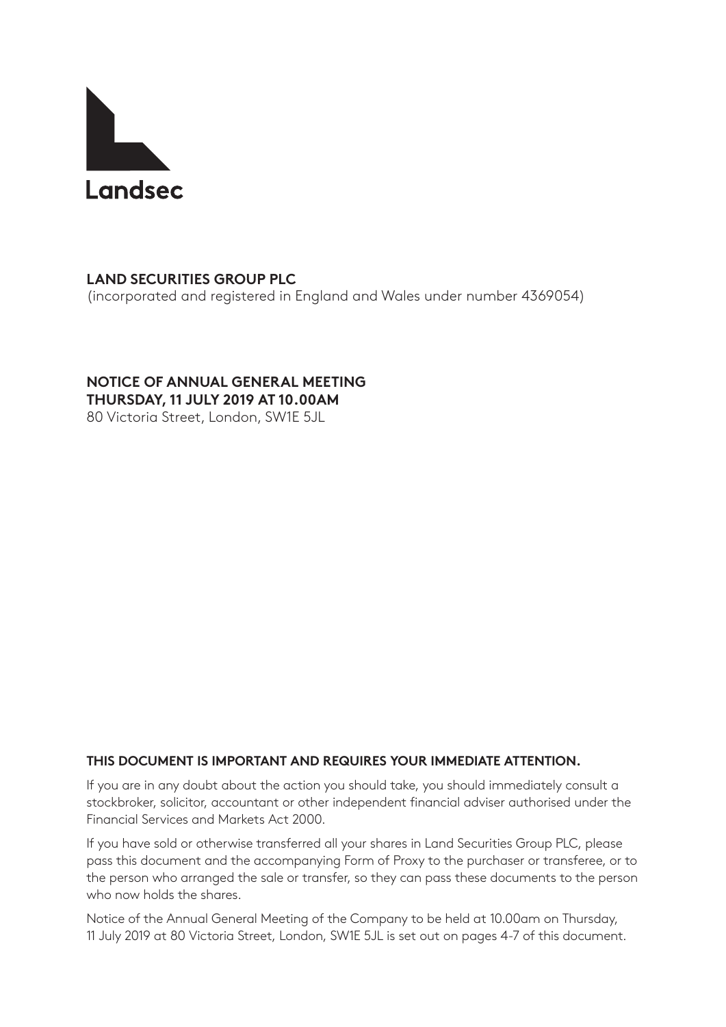Landsec

**LAND SECURITIES GROUP PLC**
(incorporated and registered in England and Wales under number 4369054)

**NOTICE OF ANNUAL GENERAL MEETING**
**THURSDAY, 11 JULY 2019 AT 10.00AM**
80 Victoria Street, London, SW1E 5JL

**THIS DOCUMENT IS IMPORTANT AND REQUIRES YOUR IMMEDIATE ATTENTION.**

If you are in any doubt about the action you should take, you should immediately consult a stockbroker, solicitor, accountant or other independent financial adviser authorised under the Financial Services and Markets Act 2000.

If you have sold or otherwise transferred all your shares in Land Securities Group PLC, please pass this document and the accompanying Form of Proxy to the purchaser or transferee, or to the person who arranged the sale or transfer, so they can pass these documents to the person who now holds the shares.

Notice of the Annual General Meeting of the Company to be held at 10.00am on Thursday, 11 July 2019 at 80 Victoria Street, London, SW1E 5JL is set out on pages 4-7 of this document.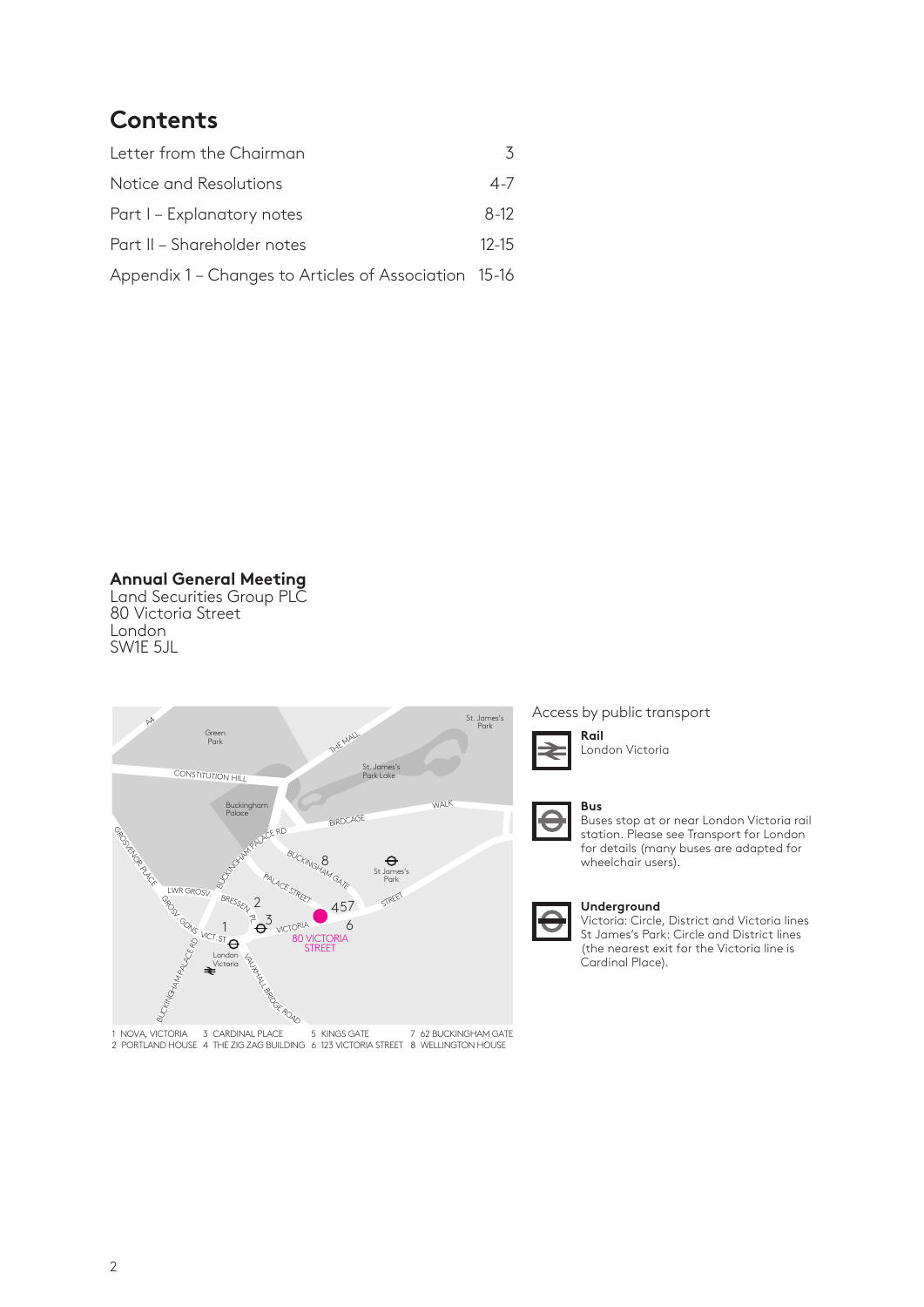## Contents

| | |
|---|---|
| Letter from the Chairman | 3 |
| Notice and Resolutions | 4-7 |
| Part I – Explanatory notes | 8-12 |
| Part II – Shareholder notes | 12-15 |
| Appendix 1 – Changes to Articles of Association | 15-16 |

**Annual General Meeting**
Land Securities Group PLC
80 Victoria Street
London
SW1E 5JL

1 NOVA, VICTORIA
2 PORTLAND HOUSE
3 CARDINAL PLACE
4 THE ZIG ZAG BUILDING
5 KINGS GATE
6 123 VICTORIA STREET
7 62 BUCKINGHAM GATE
8 WELLINGTON HOUSE

Access by public transport

**Rail**
London Victoria

**Bus**
Buses stop at or near London Victoria rail station. Please see Transport for London for details (many buses are adapted for wheelchair users).

**Underground**
Victoria: Circle, District and Victoria lines
St James's Park: Circle and District lines
(the nearest exit for the Victoria line is Cardinal Place).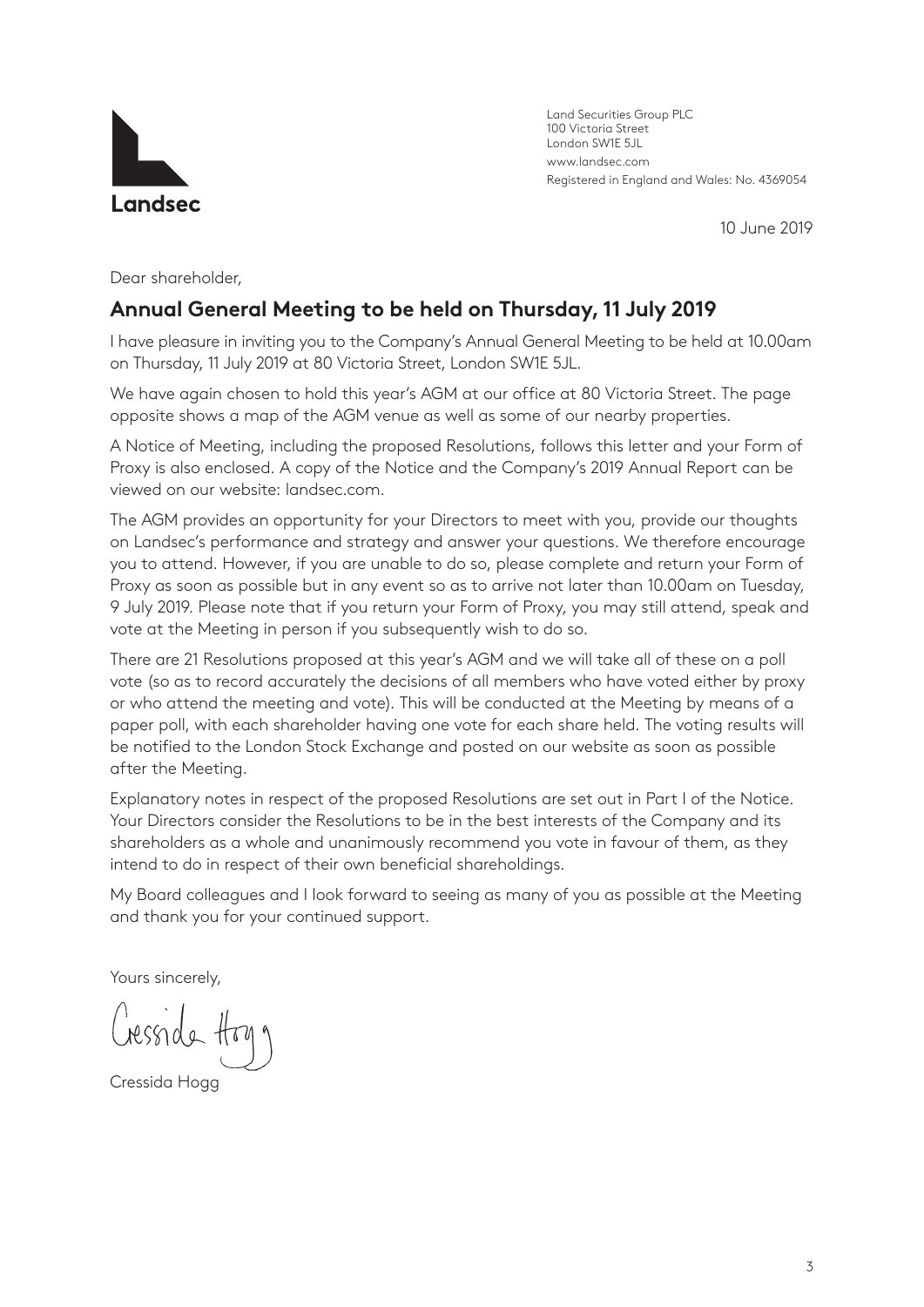Landsec

Land Securities Group PLC
100 Victoria Street
London SW1E 5JL
www.landsec.com
Registered in England and Wales: No. 4369054

10 June 2019

Dear shareholder,

## Annual General Meeting to be held on Thursday, 11 July 2019

I have pleasure in inviting you to the Company's Annual General Meeting to be held at 10.00am on Thursday, 11 July 2019 at 80 Victoria Street, London SW1E 5JL.

We have again chosen to hold this year's AGM at our office at 80 Victoria Street. The page opposite shows a map of the AGM venue as well as some of our nearby properties.

A Notice of Meeting, including the proposed Resolutions, follows this letter and your Form of Proxy is also enclosed. A copy of the Notice and the Company's 2019 Annual Report can be viewed on our website: landsec.com.

The AGM provides an opportunity for your Directors to meet with you, provide our thoughts on Landsec's performance and strategy and answer your questions. We therefore encourage you to attend. However, if you are unable to do so, please complete and return your Form of Proxy as soon as possible but in any event so as to arrive not later than 10.00am on Tuesday, 9 July 2019. Please note that if you return your Form of Proxy, you may still attend, speak and vote at the Meeting in person if you subsequently wish to do so.

There are 21 Resolutions proposed at this year's AGM and we will take all of these on a poll vote (so as to record accurately the decisions of all members who have voted either by proxy or who attend the meeting and vote). This will be conducted at the Meeting by means of a paper poll, with each shareholder having one vote for each share held. The voting results will be notified to the London Stock Exchange and posted on our website as soon as possible after the Meeting.

Explanatory notes in respect of the proposed Resolutions are set out in Part I of the Notice. Your Directors consider the Resolutions to be in the best interests of the Company and its shareholders as a whole and unanimously recommend you vote in favour of them, as they intend to do in respect of their own beneficial shareholdings.

My Board colleagues and I look forward to seeing as many of you as possible at the Meeting and thank you for your continued support.

Yours sincerely,

Cressida Hogg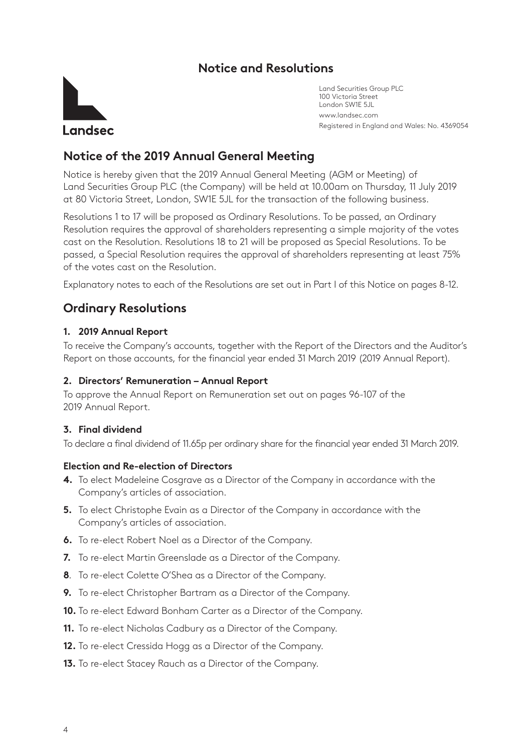## Notice and Resolutions

Landsec

Land Securities Group PLC
100 Victoria Street
London SW1E 5JL
www.landsec.com
Registered in England and Wales: No. 4369054

# Notice of the 2019 Annual General Meeting

Notice is hereby given that the 2019 Annual General Meeting (AGM or Meeting) of Land Securities Group PLC (the Company) will be held at 10.00am on Thursday, 11 July 2019 at 80 Victoria Street, London, SW1E 5JL for the transaction of the following business.

Resolutions 1 to 17 will be proposed as Ordinary Resolutions. To be passed, an Ordinary Resolution requires the approval of shareholders representing a simple majority of the votes cast on the Resolution. Resolutions 18 to 21 will be proposed as Special Resolutions. To be passed, a Special Resolution requires the approval of shareholders representing at least 75% of the votes cast on the Resolution.

Explanatory notes to each of the Resolutions are set out in Part I of this Notice on pages 8-12.

## Ordinary Resolutions

### 1. 2019 Annual Report

To receive the Company's accounts, together with the Report of the Directors and the Auditor's Report on those accounts, for the financial year ended 31 March 2019 (2019 Annual Report).

### 2. Directors' Remuneration – Annual Report

To approve the Annual Report on Remuneration set out on pages 96-107 of the 2019 Annual Report.

### 3. Final dividend

To declare a final dividend of 11.65p per ordinary share for the financial year ended 31 March 2019.

### Election and Re-election of Directors

**4.** To elect Madeleine Cosgrave as a Director of the Company in accordance with the Company's articles of association.

**5.** To elect Christophe Evain as a Director of the Company in accordance with the Company's articles of association.

**6.** To re-elect Robert Noel as a Director of the Company.

**7.** To re-elect Martin Greenslade as a Director of the Company.

**8**. To re-elect Colette O'Shea as a Director of the Company.

**9.** To re-elect Christopher Bartram as a Director of the Company.

**10.** To re-elect Edward Bonham Carter as a Director of the Company.

**11.** To re-elect Nicholas Cadbury as a Director of the Company.

**12.** To re-elect Cressida Hogg as a Director of the Company.

**13.** To re-elect Stacey Rauch as a Director of the Company.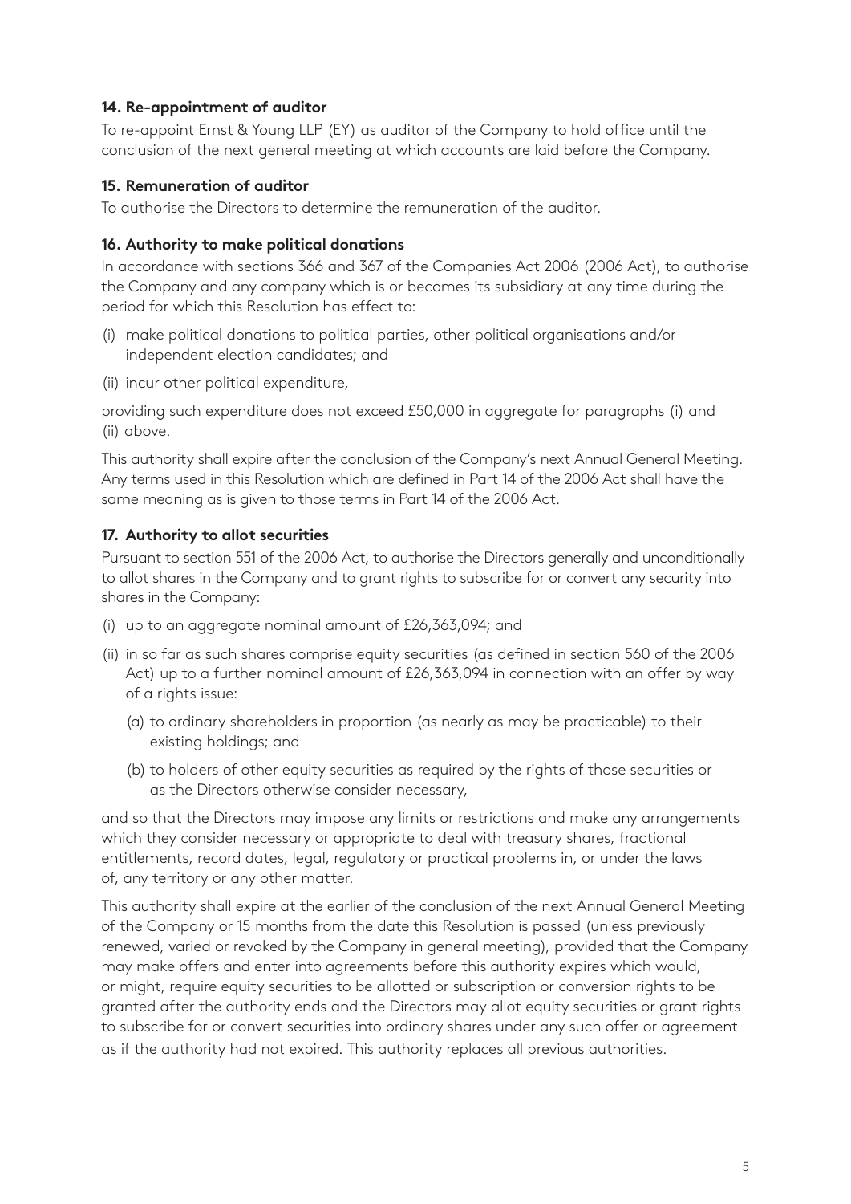### 14. Re-appointment of auditor

To re-appoint Ernst & Young LLP (EY) as auditor of the Company to hold office until the conclusion of the next general meeting at which accounts are laid before the Company.

### 15. Remuneration of auditor

To authorise the Directors to determine the remuneration of the auditor.

### 16. Authority to make political donations

In accordance with sections 366 and 367 of the Companies Act 2006 (2006 Act), to authorise the Company and any company which is or becomes its subsidiary at any time during the period for which this Resolution has effect to:

(i) make political donations to political parties, other political organisations and/or independent election candidates; and

(ii) incur other political expenditure,

providing such expenditure does not exceed £50,000 in aggregate for paragraphs (i) and (ii) above.

This authority shall expire after the conclusion of the Company's next Annual General Meeting. Any terms used in this Resolution which are defined in Part 14 of the 2006 Act shall have the same meaning as is given to those terms in Part 14 of the 2006 Act.

### 17. Authority to allot securities

Pursuant to section 551 of the 2006 Act, to authorise the Directors generally and unconditionally to allot shares in the Company and to grant rights to subscribe for or convert any security into shares in the Company:

(i) up to an aggregate nominal amount of £26,363,094; and

(ii) in so far as such shares comprise equity securities (as defined in section 560 of the 2006 Act) up to a further nominal amount of £26,363,094 in connection with an offer by way of a rights issue:

   (a) to ordinary shareholders in proportion (as nearly as may be practicable) to their existing holdings; and

   (b) to holders of other equity securities as required by the rights of those securities or as the Directors otherwise consider necessary,

and so that the Directors may impose any limits or restrictions and make any arrangements which they consider necessary or appropriate to deal with treasury shares, fractional entitlements, record dates, legal, regulatory or practical problems in, or under the laws of, any territory or any other matter.

This authority shall expire at the earlier of the conclusion of the next Annual General Meeting of the Company or 15 months from the date this Resolution is passed (unless previously renewed, varied or revoked by the Company in general meeting), provided that the Company may make offers and enter into agreements before this authority expires which would, or might, require equity securities to be allotted or subscription or conversion rights to be granted after the authority ends and the Directors may allot equity securities or grant rights to subscribe for or convert securities into ordinary shares under any such offer or agreement as if the authority had not expired. This authority replaces all previous authorities.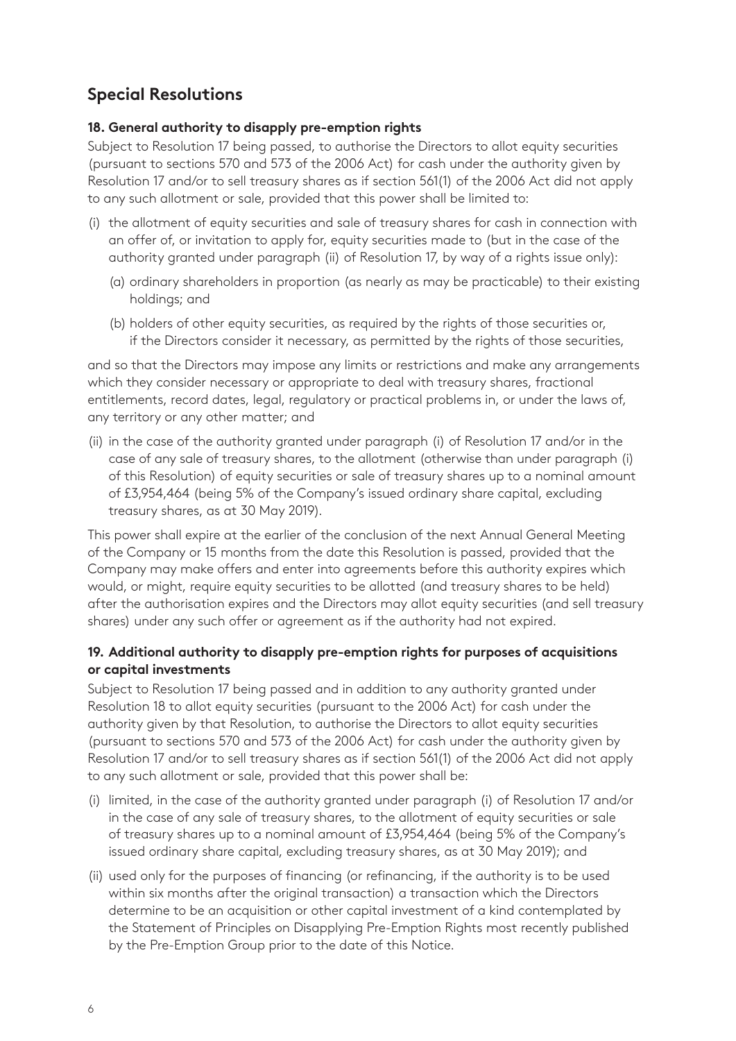## Special Resolutions

### 18. General authority to disapply pre-emption rights

Subject to Resolution 17 being passed, to authorise the Directors to allot equity securities (pursuant to sections 570 and 573 of the 2006 Act) for cash under the authority given by Resolution 17 and/or to sell treasury shares as if section 561(1) of the 2006 Act did not apply to any such allotment or sale, provided that this power shall be limited to:

(i) the allotment of equity securities and sale of treasury shares for cash in connection with an offer of, or invitation to apply for, equity securities made to (but in the case of the authority granted under paragraph (ii) of Resolution 17, by way of a rights issue only):

  (a) ordinary shareholders in proportion (as nearly as may be practicable) to their existing holdings; and

  (b) holders of other equity securities, as required by the rights of those securities or, if the Directors consider it necessary, as permitted by the rights of those securities,

and so that the Directors may impose any limits or restrictions and make any arrangements which they consider necessary or appropriate to deal with treasury shares, fractional entitlements, record dates, legal, regulatory or practical problems in, or under the laws of, any territory or any other matter; and

(ii) in the case of the authority granted under paragraph (i) of Resolution 17 and/or in the case of any sale of treasury shares, to the allotment (otherwise than under paragraph (i) of this Resolution) of equity securities or sale of treasury shares up to a nominal amount of £3,954,464 (being 5% of the Company's issued ordinary share capital, excluding treasury shares, as at 30 May 2019).

This power shall expire at the earlier of the conclusion of the next Annual General Meeting of the Company or 15 months from the date this Resolution is passed, provided that the Company may make offers and enter into agreements before this authority expires which would, or might, require equity securities to be allotted (and treasury shares to be held) after the authorisation expires and the Directors may allot equity securities (and sell treasury shares) under any such offer or agreement as if the authority had not expired.

### 19. Additional authority to disapply pre-emption rights for purposes of acquisitions or capital investments

Subject to Resolution 17 being passed and in addition to any authority granted under Resolution 18 to allot equity securities (pursuant to the 2006 Act) for cash under the authority given by that Resolution, to authorise the Directors to allot equity securities (pursuant to sections 570 and 573 of the 2006 Act) for cash under the authority given by Resolution 17 and/or to sell treasury shares as if section 561(1) of the 2006 Act did not apply to any such allotment or sale, provided that this power shall be:

(i) limited, in the case of the authority granted under paragraph (i) of Resolution 17 and/or in the case of any sale of treasury shares, to the allotment of equity securities or sale of treasury shares up to a nominal amount of £3,954,464 (being 5% of the Company's issued ordinary share capital, excluding treasury shares, as at 30 May 2019); and

(ii) used only for the purposes of financing (or refinancing, if the authority is to be used within six months after the original transaction) a transaction which the Directors determine to be an acquisition or other capital investment of a kind contemplated by the Statement of Principles on Disapplying Pre-Emption Rights most recently published by the Pre-Emption Group prior to the date of this Notice.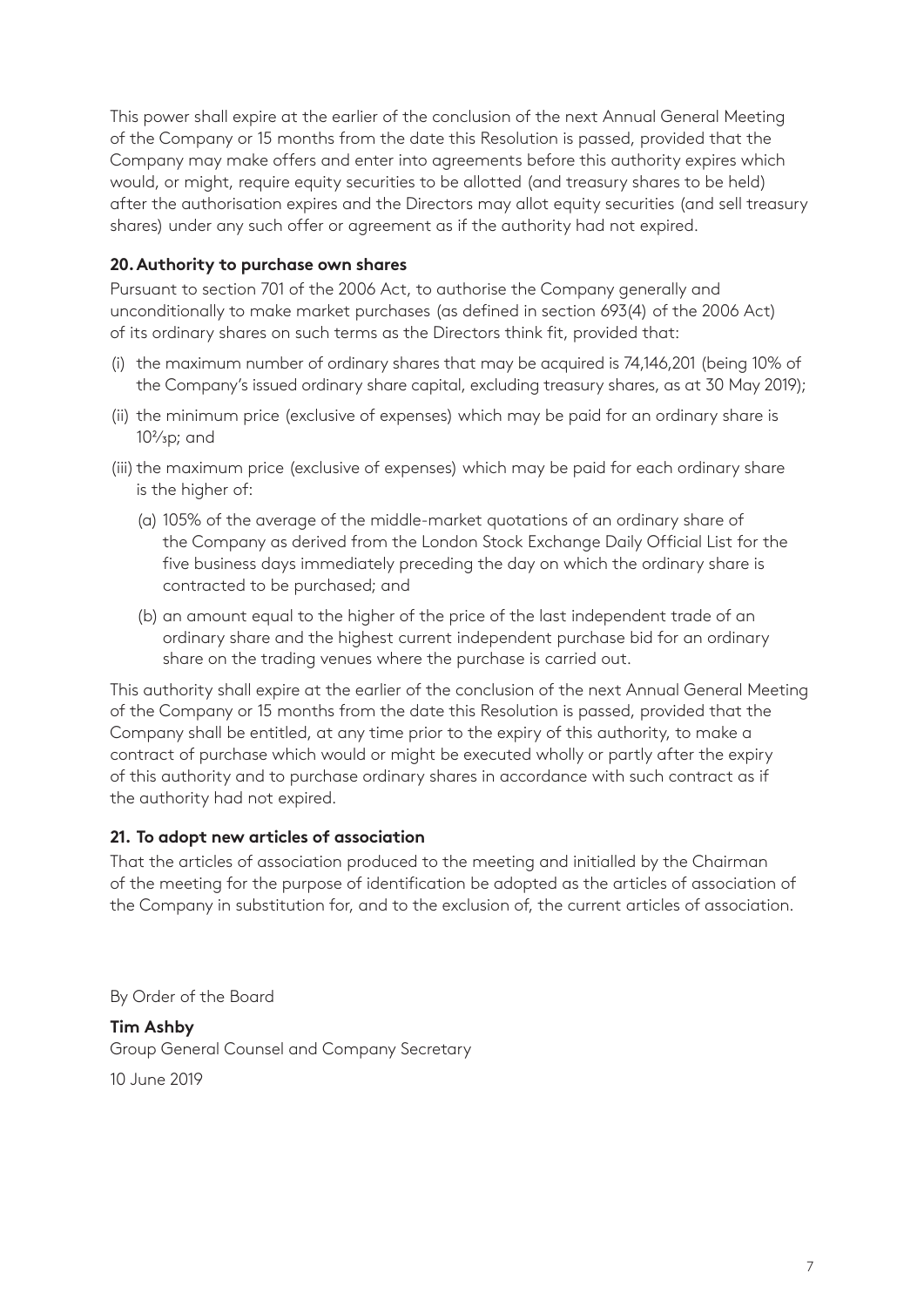This power shall expire at the earlier of the conclusion of the next Annual General Meeting of the Company or 15 months from the date this Resolution is passed, provided that the Company may make offers and enter into agreements before this authority expires which would, or might, require equity securities to be allotted (and treasury shares to be held) after the authorisation expires and the Directors may allot equity securities (and sell treasury shares) under any such offer or agreement as if the authority had not expired.

**20. Authority to purchase own shares**

Pursuant to section 701 of the 2006 Act, to authorise the Company generally and unconditionally to make market purchases (as defined in section 693(4) of the 2006 Act) of its ordinary shares on such terms as the Directors think fit, provided that:

(i) the maximum number of ordinary shares that may be acquired is 74,146,201 (being 10% of the Company's issued ordinary share capital, excluding treasury shares, as at 30 May 2019);

(ii) the minimum price (exclusive of expenses) which may be paid for an ordinary share is 10⅔p; and

(iii) the maximum price (exclusive of expenses) which may be paid for each ordinary share is the higher of:

(a) 105% of the average of the middle-market quotations of an ordinary share of the Company as derived from the London Stock Exchange Daily Official List for the five business days immediately preceding the day on which the ordinary share is contracted to be purchased; and

(b) an amount equal to the higher of the price of the last independent trade of an ordinary share and the highest current independent purchase bid for an ordinary share on the trading venues where the purchase is carried out.

This authority shall expire at the earlier of the conclusion of the next Annual General Meeting of the Company or 15 months from the date this Resolution is passed, provided that the Company shall be entitled, at any time prior to the expiry of this authority, to make a contract of purchase which would or might be executed wholly or partly after the expiry of this authority and to purchase ordinary shares in accordance with such contract as if the authority had not expired.

**21. To adopt new articles of association**

That the articles of association produced to the meeting and initialled by the Chairman of the meeting for the purpose of identification be adopted as the articles of association of the Company in substitution for, and to the exclusion of, the current articles of association.

By Order of the Board

**Tim Ashby**
Group General Counsel and Company Secretary

10 June 2019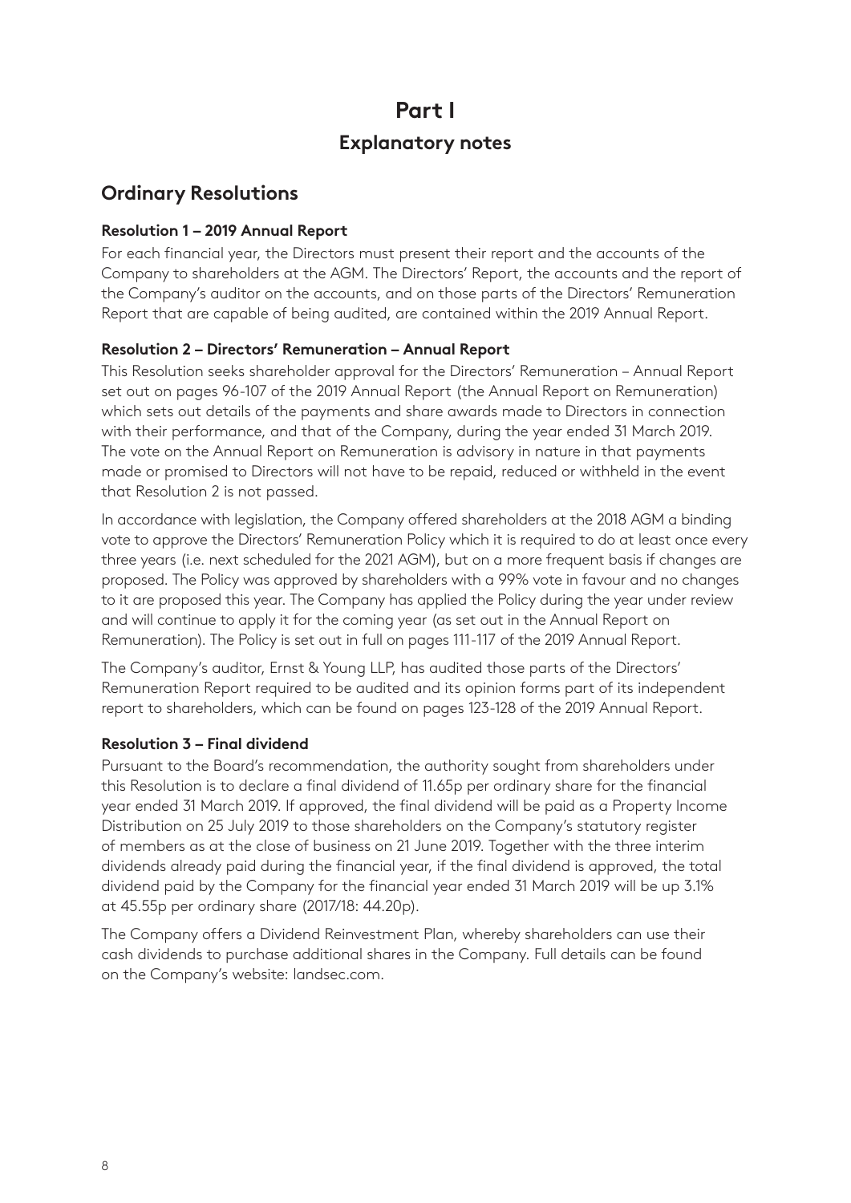# Part I

## Explanatory notes

## Ordinary Resolutions

### Resolution 1 – 2019 Annual Report

For each financial year, the Directors must present their report and the accounts of the Company to shareholders at the AGM. The Directors' Report, the accounts and the report of the Company's auditor on the accounts, and on those parts of the Directors' Remuneration Report that are capable of being audited, are contained within the 2019 Annual Report.

### Resolution 2 – Directors' Remuneration – Annual Report

This Resolution seeks shareholder approval for the Directors' Remuneration – Annual Report set out on pages 96-107 of the 2019 Annual Report (the Annual Report on Remuneration) which sets out details of the payments and share awards made to Directors in connection with their performance, and that of the Company, during the year ended 31 March 2019. The vote on the Annual Report on Remuneration is advisory in nature in that payments made or promised to Directors will not have to be repaid, reduced or withheld in the event that Resolution 2 is not passed.

In accordance with legislation, the Company offered shareholders at the 2018 AGM a binding vote to approve the Directors' Remuneration Policy which it is required to do at least once every three years (i.e. next scheduled for the 2021 AGM), but on a more frequent basis if changes are proposed. The Policy was approved by shareholders with a 99% vote in favour and no changes to it are proposed this year. The Company has applied the Policy during the year under review and will continue to apply it for the coming year (as set out in the Annual Report on Remuneration). The Policy is set out in full on pages 111-117 of the 2019 Annual Report.

The Company's auditor, Ernst & Young LLP, has audited those parts of the Directors' Remuneration Report required to be audited and its opinion forms part of its independent report to shareholders, which can be found on pages 123-128 of the 2019 Annual Report.

### Resolution 3 – Final dividend

Pursuant to the Board's recommendation, the authority sought from shareholders under this Resolution is to declare a final dividend of 11.65p per ordinary share for the financial year ended 31 March 2019. If approved, the final dividend will be paid as a Property Income Distribution on 25 July 2019 to those shareholders on the Company's statutory register of members as at the close of business on 21 June 2019. Together with the three interim dividends already paid during the financial year, if the final dividend is approved, the total dividend paid by the Company for the financial year ended 31 March 2019 will be up 3.1% at 45.55p per ordinary share (2017/18: 44.20p).

The Company offers a Dividend Reinvestment Plan, whereby shareholders can use their cash dividends to purchase additional shares in the Company. Full details can be found on the Company's website: landsec.com.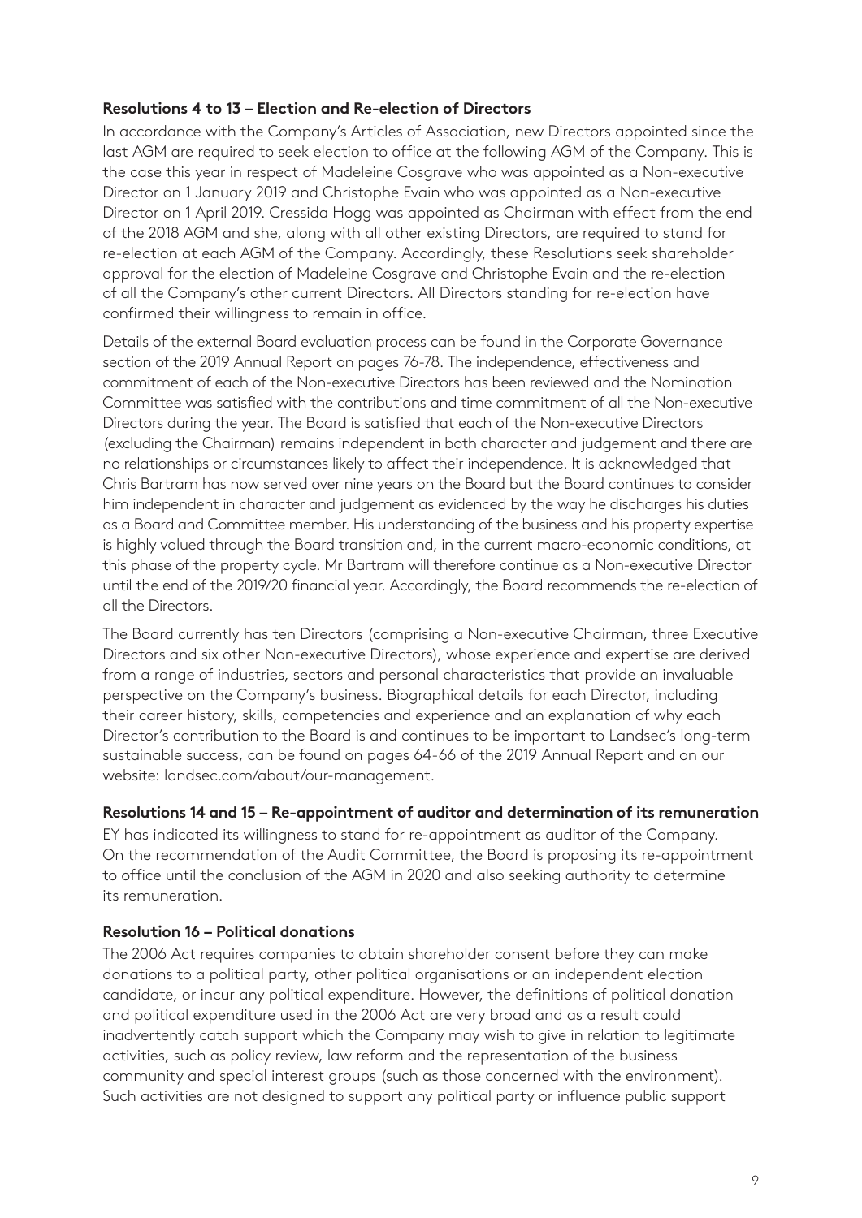**Resolutions 4 to 13 – Election and Re-election of Directors**

In accordance with the Company's Articles of Association, new Directors appointed since the last AGM are required to seek election to office at the following AGM of the Company. This is the case this year in respect of Madeleine Cosgrave who was appointed as a Non-executive Director on 1 January 2019 and Christophe Evain who was appointed as a Non-executive Director on 1 April 2019. Cressida Hogg was appointed as Chairman with effect from the end of the 2018 AGM and she, along with all other existing Directors, are required to stand for re-election at each AGM of the Company. Accordingly, these Resolutions seek shareholder approval for the election of Madeleine Cosgrave and Christophe Evain and the re-election of all the Company's other current Directors. All Directors standing for re-election have confirmed their willingness to remain in office.

Details of the external Board evaluation process can be found in the Corporate Governance section of the 2019 Annual Report on pages 76-78. The independence, effectiveness and commitment of each of the Non-executive Directors has been reviewed and the Nomination Committee was satisfied with the contributions and time commitment of all the Non-executive Directors during the year. The Board is satisfied that each of the Non-executive Directors (excluding the Chairman) remains independent in both character and judgement and there are no relationships or circumstances likely to affect their independence. It is acknowledged that Chris Bartram has now served over nine years on the Board but the Board continues to consider him independent in character and judgement as evidenced by the way he discharges his duties as a Board and Committee member. His understanding of the business and his property expertise is highly valued through the Board transition and, in the current macro-economic conditions, at this phase of the property cycle. Mr Bartram will therefore continue as a Non-executive Director until the end of the 2019/20 financial year. Accordingly, the Board recommends the re-election of all the Directors.

The Board currently has ten Directors (comprising a Non-executive Chairman, three Executive Directors and six other Non-executive Directors), whose experience and expertise are derived from a range of industries, sectors and personal characteristics that provide an invaluable perspective on the Company's business. Biographical details for each Director, including their career history, skills, competencies and experience and an explanation of why each Director's contribution to the Board is and continues to be important to Landsec's long-term sustainable success, can be found on pages 64-66 of the 2019 Annual Report and on our website: landsec.com/about/our-management.

**Resolutions 14 and 15 – Re-appointment of auditor and determination of its remuneration**

EY has indicated its willingness to stand for re-appointment as auditor of the Company. On the recommendation of the Audit Committee, the Board is proposing its re-appointment to office until the conclusion of the AGM in 2020 and also seeking authority to determine its remuneration.

**Resolution 16 – Political donations**

The 2006 Act requires companies to obtain shareholder consent before they can make donations to a political party, other political organisations or an independent election candidate, or incur any political expenditure. However, the definitions of political donation and political expenditure used in the 2006 Act are very broad and as a result could inadvertently catch support which the Company may wish to give in relation to legitimate activities, such as policy review, law reform and the representation of the business community and special interest groups (such as those concerned with the environment). Such activities are not designed to support any political party or influence public support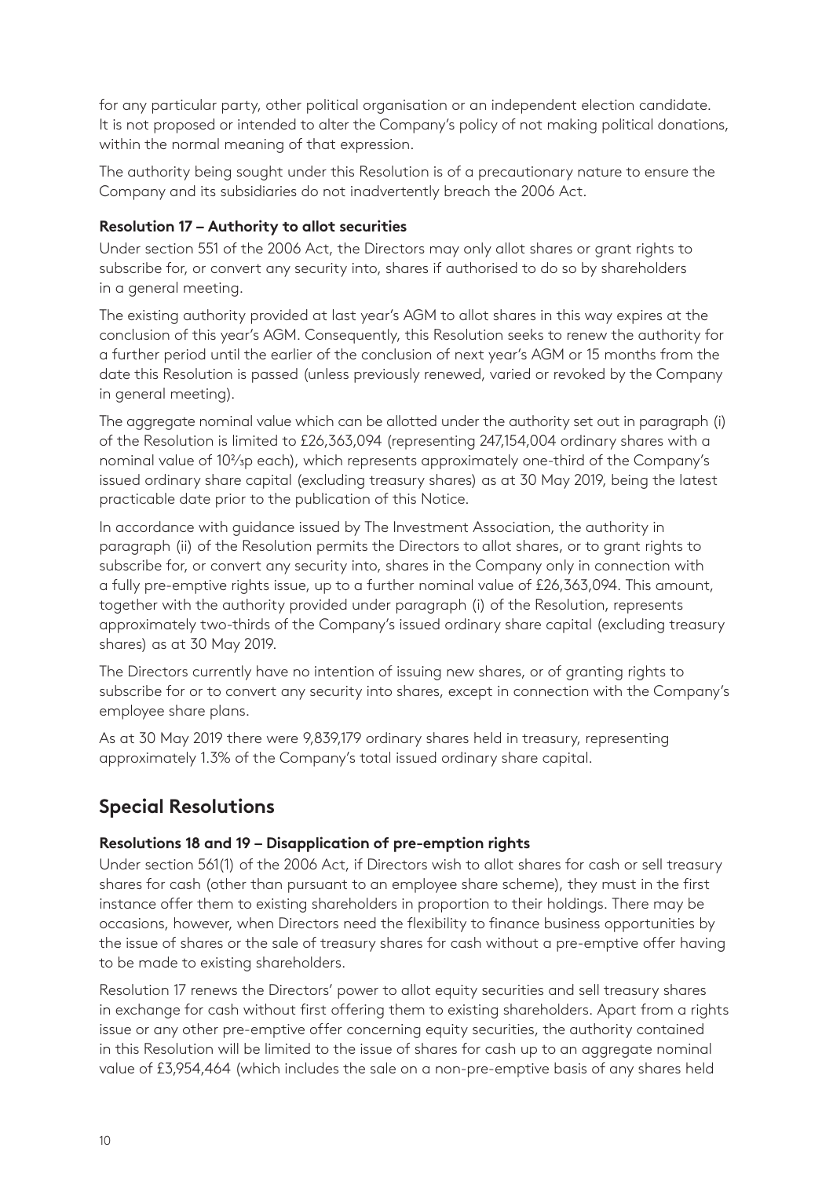for any particular party, other political organisation or an independent election candidate. It is not proposed or intended to alter the Company's policy of not making political donations, within the normal meaning of that expression.

The authority being sought under this Resolution is of a precautionary nature to ensure the Company and its subsidiaries do not inadvertently breach the 2006 Act.

**Resolution 17 – Authority to allot securities**

Under section 551 of the 2006 Act, the Directors may only allot shares or grant rights to subscribe for, or convert any security into, shares if authorised to do so by shareholders in a general meeting.

The existing authority provided at last year's AGM to allot shares in this way expires at the conclusion of this year's AGM. Consequently, this Resolution seeks to renew the authority for a further period until the earlier of the conclusion of next year's AGM or 15 months from the date this Resolution is passed (unless previously renewed, varied or revoked by the Company in general meeting).

The aggregate nominal value which can be allotted under the authority set out in paragraph (i) of the Resolution is limited to £26,363,094 (representing 247,154,004 ordinary shares with a nominal value of 10⅔p each), which represents approximately one-third of the Company's issued ordinary share capital (excluding treasury shares) as at 30 May 2019, being the latest practicable date prior to the publication of this Notice.

In accordance with guidance issued by The Investment Association, the authority in paragraph (ii) of the Resolution permits the Directors to allot shares, or to grant rights to subscribe for, or convert any security into, shares in the Company only in connection with a fully pre-emptive rights issue, up to a further nominal value of £26,363,094. This amount, together with the authority provided under paragraph (i) of the Resolution, represents approximately two-thirds of the Company's issued ordinary share capital (excluding treasury shares) as at 30 May 2019.

The Directors currently have no intention of issuing new shares, or of granting rights to subscribe for or to convert any security into shares, except in connection with the Company's employee share plans.

As at 30 May 2019 there were 9,839,179 ordinary shares held in treasury, representing approximately 1.3% of the Company's total issued ordinary share capital.

## Special Resolutions

**Resolutions 18 and 19 – Disapplication of pre-emption rights**

Under section 561(1) of the 2006 Act, if Directors wish to allot shares for cash or sell treasury shares for cash (other than pursuant to an employee share scheme), they must in the first instance offer them to existing shareholders in proportion to their holdings. There may be occasions, however, when Directors need the flexibility to finance business opportunities by the issue of shares or the sale of treasury shares for cash without a pre-emptive offer having to be made to existing shareholders.

Resolution 17 renews the Directors' power to allot equity securities and sell treasury shares in exchange for cash without first offering them to existing shareholders. Apart from a rights issue or any other pre-emptive offer concerning equity securities, the authority contained in this Resolution will be limited to the issue of shares for cash up to an aggregate nominal value of £3,954,464 (which includes the sale on a non-pre-emptive basis of any shares held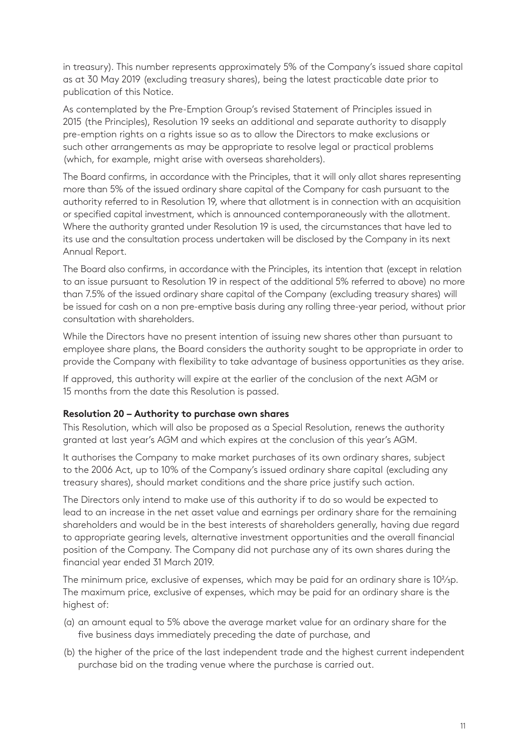in treasury). This number represents approximately 5% of the Company's issued share capital as at 30 May 2019 (excluding treasury shares), being the latest practicable date prior to publication of this Notice.

As contemplated by the Pre-Emption Group's revised Statement of Principles issued in 2015 (the Principles), Resolution 19 seeks an additional and separate authority to disapply pre-emption rights on a rights issue so as to allow the Directors to make exclusions or such other arrangements as may be appropriate to resolve legal or practical problems (which, for example, might arise with overseas shareholders).

The Board confirms, in accordance with the Principles, that it will only allot shares representing more than 5% of the issued ordinary share capital of the Company for cash pursuant to the authority referred to in Resolution 19, where that allotment is in connection with an acquisition or specified capital investment, which is announced contemporaneously with the allotment. Where the authority granted under Resolution 19 is used, the circumstances that have led to its use and the consultation process undertaken will be disclosed by the Company in its next Annual Report.

The Board also confirms, in accordance with the Principles, its intention that (except in relation to an issue pursuant to Resolution 19 in respect of the additional 5% referred to above) no more than 7.5% of the issued ordinary share capital of the Company (excluding treasury shares) will be issued for cash on a non pre-emptive basis during any rolling three-year period, without prior consultation with shareholders.

While the Directors have no present intention of issuing new shares other than pursuant to employee share plans, the Board considers the authority sought to be appropriate in order to provide the Company with flexibility to take advantage of business opportunities as they arise.

If approved, this authority will expire at the earlier of the conclusion of the next AGM or 15 months from the date this Resolution is passed.

**Resolution 20 – Authority to purchase own shares**

This Resolution, which will also be proposed as a Special Resolution, renews the authority granted at last year's AGM and which expires at the conclusion of this year's AGM.

It authorises the Company to make market purchases of its own ordinary shares, subject to the 2006 Act, up to 10% of the Company's issued ordinary share capital (excluding any treasury shares), should market conditions and the share price justify such action.

The Directors only intend to make use of this authority if to do so would be expected to lead to an increase in the net asset value and earnings per ordinary share for the remaining shareholders and would be in the best interests of shareholders generally, having due regard to appropriate gearing levels, alternative investment opportunities and the overall financial position of the Company. The Company did not purchase any of its own shares during the financial year ended 31 March 2019.

The minimum price, exclusive of expenses, which may be paid for an ordinary share is 10⅔p. The maximum price, exclusive of expenses, which may be paid for an ordinary share is the highest of:

(a) an amount equal to 5% above the average market value for an ordinary share for the five business days immediately preceding the date of purchase, and

(b) the higher of the price of the last independent trade and the highest current independent purchase bid on the trading venue where the purchase is carried out.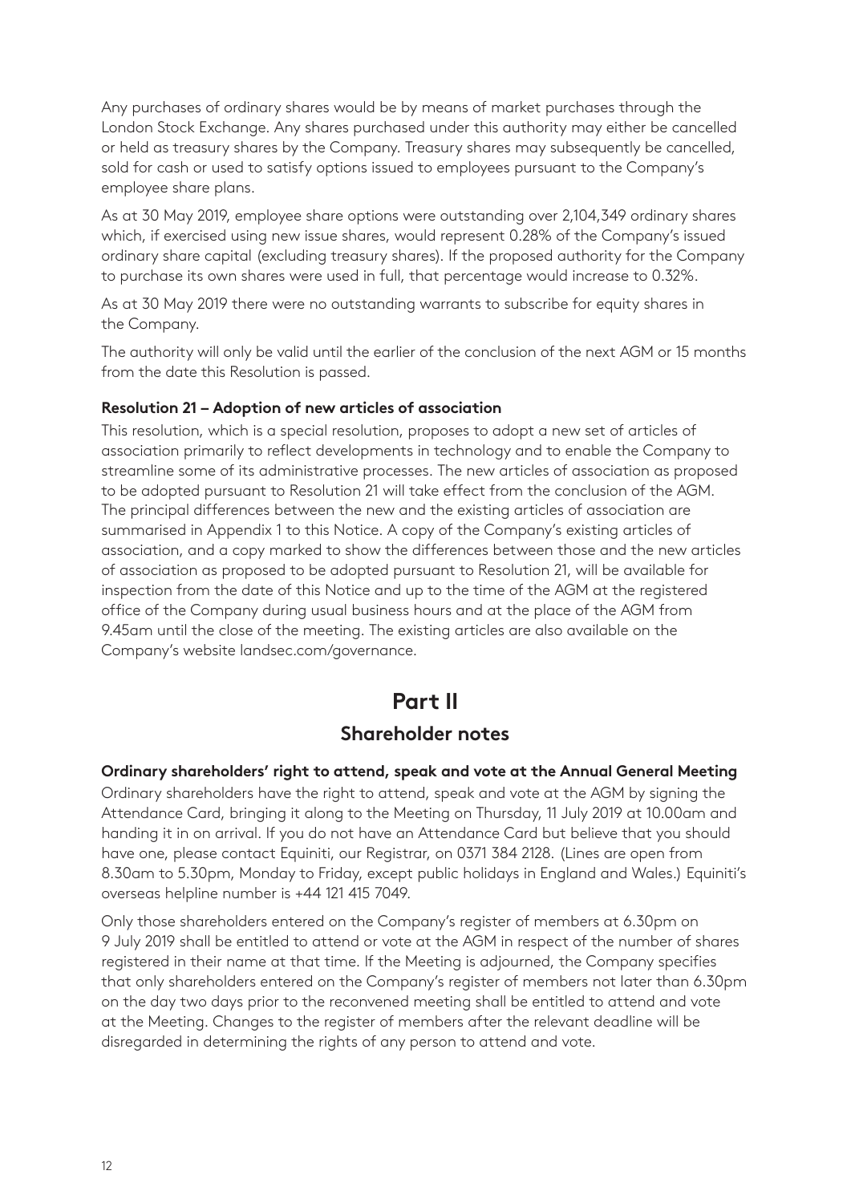Any purchases of ordinary shares would be by means of market purchases through the London Stock Exchange. Any shares purchased under this authority may either be cancelled or held as treasury shares by the Company. Treasury shares may subsequently be cancelled, sold for cash or used to satisfy options issued to employees pursuant to the Company's employee share plans.

As at 30 May 2019, employee share options were outstanding over 2,104,349 ordinary shares which, if exercised using new issue shares, would represent 0.28% of the Company's issued ordinary share capital (excluding treasury shares). If the proposed authority for the Company to purchase its own shares were used in full, that percentage would increase to 0.32%.

As at 30 May 2019 there were no outstanding warrants to subscribe for equity shares in the Company.

The authority will only be valid until the earlier of the conclusion of the next AGM or 15 months from the date this Resolution is passed.

**Resolution 21 – Adoption of new articles of association**

This resolution, which is a special resolution, proposes to adopt a new set of articles of association primarily to reflect developments in technology and to enable the Company to streamline some of its administrative processes. The new articles of association as proposed to be adopted pursuant to Resolution 21 will take effect from the conclusion of the AGM. The principal differences between the new and the existing articles of association are summarised in Appendix 1 to this Notice. A copy of the Company's existing articles of association, and a copy marked to show the differences between those and the new articles of association as proposed to be adopted pursuant to Resolution 21, will be available for inspection from the date of this Notice and up to the time of the AGM at the registered office of the Company during usual business hours and at the place of the AGM from 9.45am until the close of the meeting. The existing articles are also available on the Company's website landsec.com/governance.

# Part II

## Shareholder notes

**Ordinary shareholders' right to attend, speak and vote at the Annual General Meeting**

Ordinary shareholders have the right to attend, speak and vote at the AGM by signing the Attendance Card, bringing it along to the Meeting on Thursday, 11 July 2019 at 10.00am and handing it in on arrival. If you do not have an Attendance Card but believe that you should have one, please contact Equiniti, our Registrar, on 0371 384 2128. (Lines are open from 8.30am to 5.30pm, Monday to Friday, except public holidays in England and Wales.) Equiniti's overseas helpline number is +44 121 415 7049.

Only those shareholders entered on the Company's register of members at 6.30pm on 9 July 2019 shall be entitled to attend or vote at the AGM in respect of the number of shares registered in their name at that time. If the Meeting is adjourned, the Company specifies that only shareholders entered on the Company's register of members not later than 6.30pm on the day two days prior to the reconvened meeting shall be entitled to attend and vote at the Meeting. Changes to the register of members after the relevant deadline will be disregarded in determining the rights of any person to attend and vote.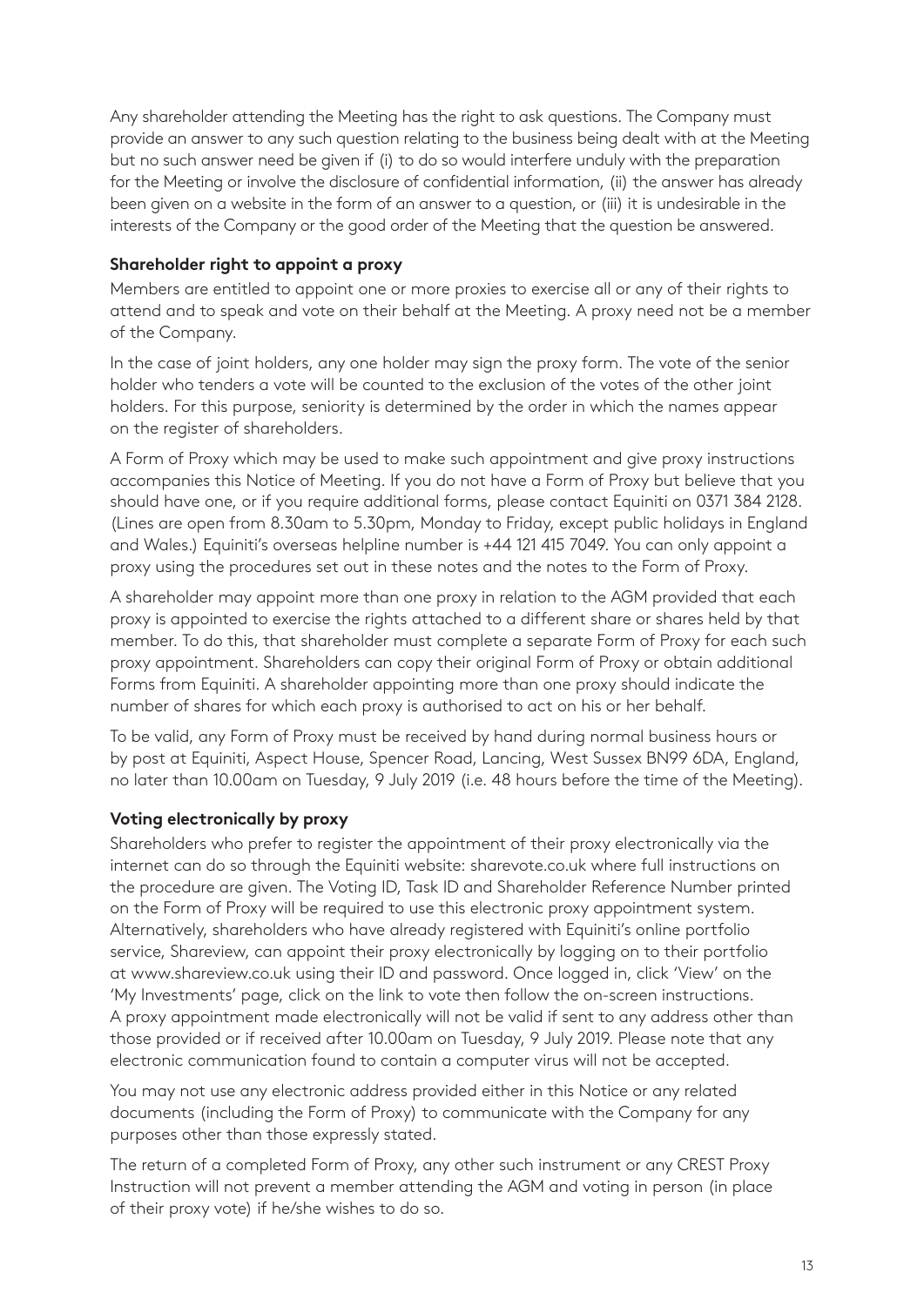Any shareholder attending the Meeting has the right to ask questions. The Company must provide an answer to any such question relating to the business being dealt with at the Meeting but no such answer need be given if (i) to do so would interfere unduly with the preparation for the Meeting or involve the disclosure of confidential information, (ii) the answer has already been given on a website in the form of an answer to a question, or (iii) it is undesirable in the interests of the Company or the good order of the Meeting that the question be answered.

**Shareholder right to appoint a proxy**

Members are entitled to appoint one or more proxies to exercise all or any of their rights to attend and to speak and vote on their behalf at the Meeting. A proxy need not be a member of the Company.

In the case of joint holders, any one holder may sign the proxy form. The vote of the senior holder who tenders a vote will be counted to the exclusion of the votes of the other joint holders. For this purpose, seniority is determined by the order in which the names appear on the register of shareholders.

A Form of Proxy which may be used to make such appointment and give proxy instructions accompanies this Notice of Meeting. If you do not have a Form of Proxy but believe that you should have one, or if you require additional forms, please contact Equiniti on 0371 384 2128. (Lines are open from 8.30am to 5.30pm, Monday to Friday, except public holidays in England and Wales.) Equiniti's overseas helpline number is +44 121 415 7049. You can only appoint a proxy using the procedures set out in these notes and the notes to the Form of Proxy.

A shareholder may appoint more than one proxy in relation to the AGM provided that each proxy is appointed to exercise the rights attached to a different share or shares held by that member. To do this, that shareholder must complete a separate Form of Proxy for each such proxy appointment. Shareholders can copy their original Form of Proxy or obtain additional Forms from Equiniti. A shareholder appointing more than one proxy should indicate the number of shares for which each proxy is authorised to act on his or her behalf.

To be valid, any Form of Proxy must be received by hand during normal business hours or by post at Equiniti, Aspect House, Spencer Road, Lancing, West Sussex BN99 6DA, England, no later than 10.00am on Tuesday, 9 July 2019 (i.e. 48 hours before the time of the Meeting).

**Voting electronically by proxy**

Shareholders who prefer to register the appointment of their proxy electronically via the internet can do so through the Equiniti website: sharevote.co.uk where full instructions on the procedure are given. The Voting ID, Task ID and Shareholder Reference Number printed on the Form of Proxy will be required to use this electronic proxy appointment system. Alternatively, shareholders who have already registered with Equiniti's online portfolio service, Shareview, can appoint their proxy electronically by logging on to their portfolio at www.shareview.co.uk using their ID and password. Once logged in, click 'View' on the 'My Investments' page, click on the link to vote then follow the on-screen instructions. A proxy appointment made electronically will not be valid if sent to any address other than those provided or if received after 10.00am on Tuesday, 9 July 2019. Please note that any electronic communication found to contain a computer virus will not be accepted.

You may not use any electronic address provided either in this Notice or any related documents (including the Form of Proxy) to communicate with the Company for any purposes other than those expressly stated.

The return of a completed Form of Proxy, any other such instrument or any CREST Proxy Instruction will not prevent a member attending the AGM and voting in person (in place of their proxy vote) if he/she wishes to do so.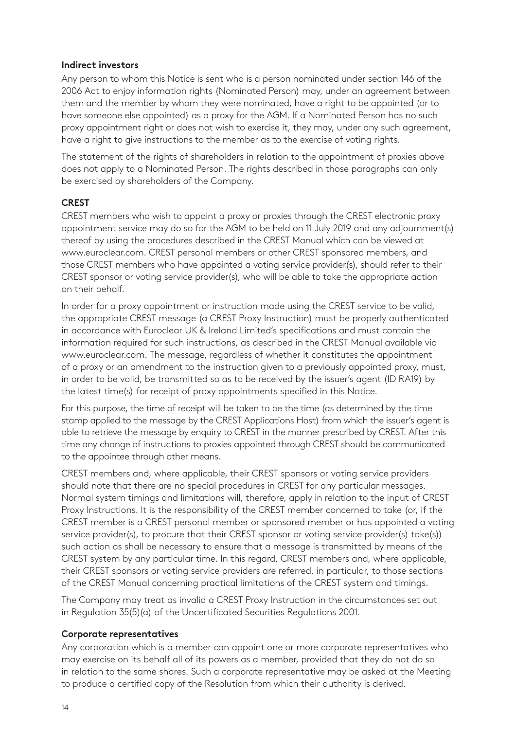**Indirect investors**

Any person to whom this Notice is sent who is a person nominated under section 146 of the 2006 Act to enjoy information rights (Nominated Person) may, under an agreement between them and the member by whom they were nominated, have a right to be appointed (or to have someone else appointed) as a proxy for the AGM. If a Nominated Person has no such proxy appointment right or does not wish to exercise it, they may, under any such agreement, have a right to give instructions to the member as to the exercise of voting rights.

The statement of the rights of shareholders in relation to the appointment of proxies above does not apply to a Nominated Person. The rights described in those paragraphs can only be exercised by shareholders of the Company.

**CREST**

CREST members who wish to appoint a proxy or proxies through the CREST electronic proxy appointment service may do so for the AGM to be held on 11 July 2019 and any adjournment(s) thereof by using the procedures described in the CREST Manual which can be viewed at www.euroclear.com. CREST personal members or other CREST sponsored members, and those CREST members who have appointed a voting service provider(s), should refer to their CREST sponsor or voting service provider(s), who will be able to take the appropriate action on their behalf.

In order for a proxy appointment or instruction made using the CREST service to be valid, the appropriate CREST message (a CREST Proxy Instruction) must be properly authenticated in accordance with Euroclear UK & Ireland Limited's specifications and must contain the information required for such instructions, as described in the CREST Manual available via www.euroclear.com. The message, regardless of whether it constitutes the appointment of a proxy or an amendment to the instruction given to a previously appointed proxy, must, in order to be valid, be transmitted so as to be received by the issuer's agent (ID RA19) by the latest time(s) for receipt of proxy appointments specified in this Notice.

For this purpose, the time of receipt will be taken to be the time (as determined by the time stamp applied to the message by the CREST Applications Host) from which the issuer's agent is able to retrieve the message by enquiry to CREST in the manner prescribed by CREST. After this time any change of instructions to proxies appointed through CREST should be communicated to the appointee through other means.

CREST members and, where applicable, their CREST sponsors or voting service providers should note that there are no special procedures in CREST for any particular messages. Normal system timings and limitations will, therefore, apply in relation to the input of CREST Proxy Instructions. It is the responsibility of the CREST member concerned to take (or, if the CREST member is a CREST personal member or sponsored member or has appointed a voting service provider(s), to procure that their CREST sponsor or voting service provider(s) take(s)) such action as shall be necessary to ensure that a message is transmitted by means of the CREST system by any particular time. In this regard, CREST members and, where applicable, their CREST sponsors or voting service providers are referred, in particular, to those sections of the CREST Manual concerning practical limitations of the CREST system and timings.

The Company may treat as invalid a CREST Proxy Instruction in the circumstances set out in Regulation 35(5)(a) of the Uncertificated Securities Regulations 2001.

**Corporate representatives**

Any corporation which is a member can appoint one or more corporate representatives who may exercise on its behalf all of its powers as a member, provided that they do not do so in relation to the same shares. Such a corporate representative may be asked at the Meeting to produce a certified copy of the Resolution from which their authority is derived.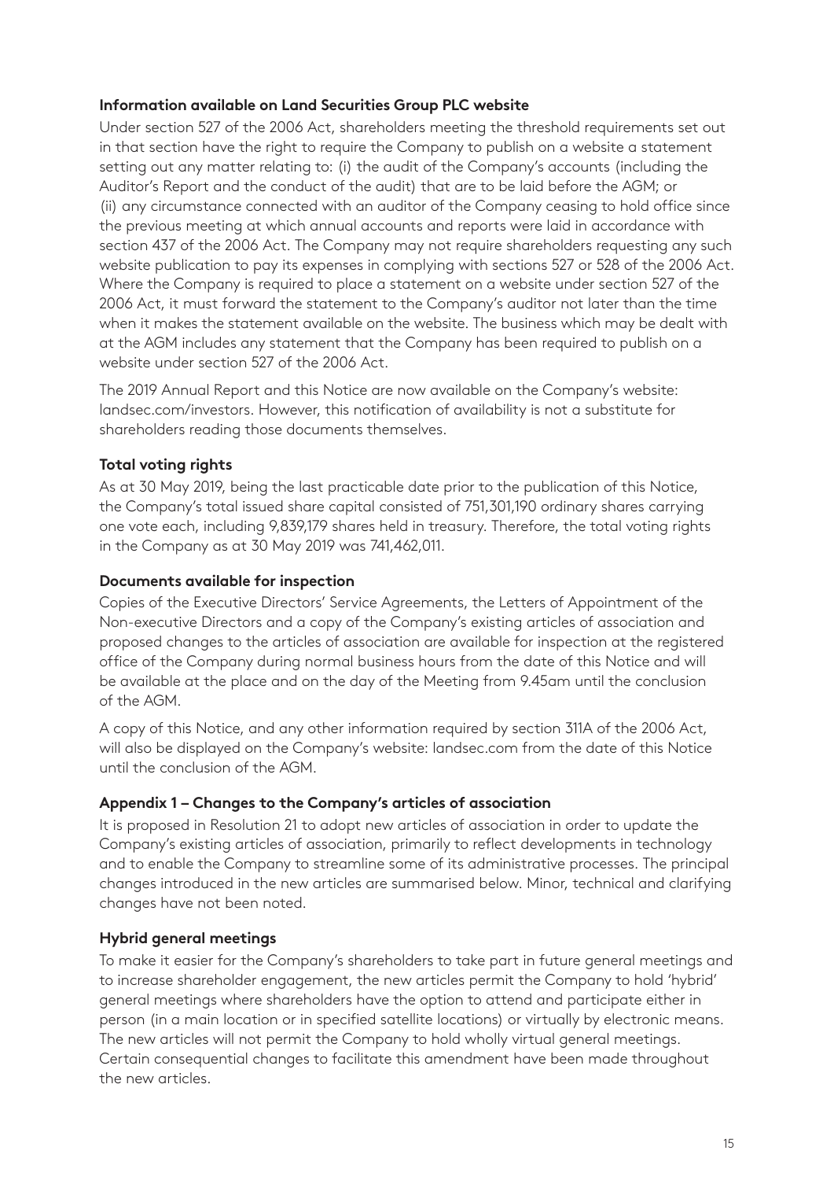### Information available on Land Securities Group PLC website

Under section 527 of the 2006 Act, shareholders meeting the threshold requirements set out in that section have the right to require the Company to publish on a website a statement setting out any matter relating to: (i) the audit of the Company's accounts (including the Auditor's Report and the conduct of the audit) that are to be laid before the AGM; or (ii) any circumstance connected with an auditor of the Company ceasing to hold office since the previous meeting at which annual accounts and reports were laid in accordance with section 437 of the 2006 Act. The Company may not require shareholders requesting any such website publication to pay its expenses in complying with sections 527 or 528 of the 2006 Act. Where the Company is required to place a statement on a website under section 527 of the 2006 Act, it must forward the statement to the Company's auditor not later than the time when it makes the statement available on the website. The business which may be dealt with at the AGM includes any statement that the Company has been required to publish on a website under section 527 of the 2006 Act.

The 2019 Annual Report and this Notice are now available on the Company's website: landsec.com/investors. However, this notification of availability is not a substitute for shareholders reading those documents themselves.

### Total voting rights

As at 30 May 2019, being the last practicable date prior to the publication of this Notice, the Company's total issued share capital consisted of 751,301,190 ordinary shares carrying one vote each, including 9,839,179 shares held in treasury. Therefore, the total voting rights in the Company as at 30 May 2019 was 741,462,011.

### Documents available for inspection

Copies of the Executive Directors' Service Agreements, the Letters of Appointment of the Non-executive Directors and a copy of the Company's existing articles of association and proposed changes to the articles of association are available for inspection at the registered office of the Company during normal business hours from the date of this Notice and will be available at the place and on the day of the Meeting from 9.45am until the conclusion of the AGM.

A copy of this Notice, and any other information required by section 311A of the 2006 Act, will also be displayed on the Company's website: landsec.com from the date of this Notice until the conclusion of the AGM.

### Appendix 1 – Changes to the Company's articles of association

It is proposed in Resolution 21 to adopt new articles of association in order to update the Company's existing articles of association, primarily to reflect developments in technology and to enable the Company to streamline some of its administrative processes. The principal changes introduced in the new articles are summarised below. Minor, technical and clarifying changes have not been noted.

### Hybrid general meetings

To make it easier for the Company's shareholders to take part in future general meetings and to increase shareholder engagement, the new articles permit the Company to hold 'hybrid' general meetings where shareholders have the option to attend and participate either in person (in a main location or in specified satellite locations) or virtually by electronic means. The new articles will not permit the Company to hold wholly virtual general meetings. Certain consequential changes to facilitate this amendment have been made throughout the new articles.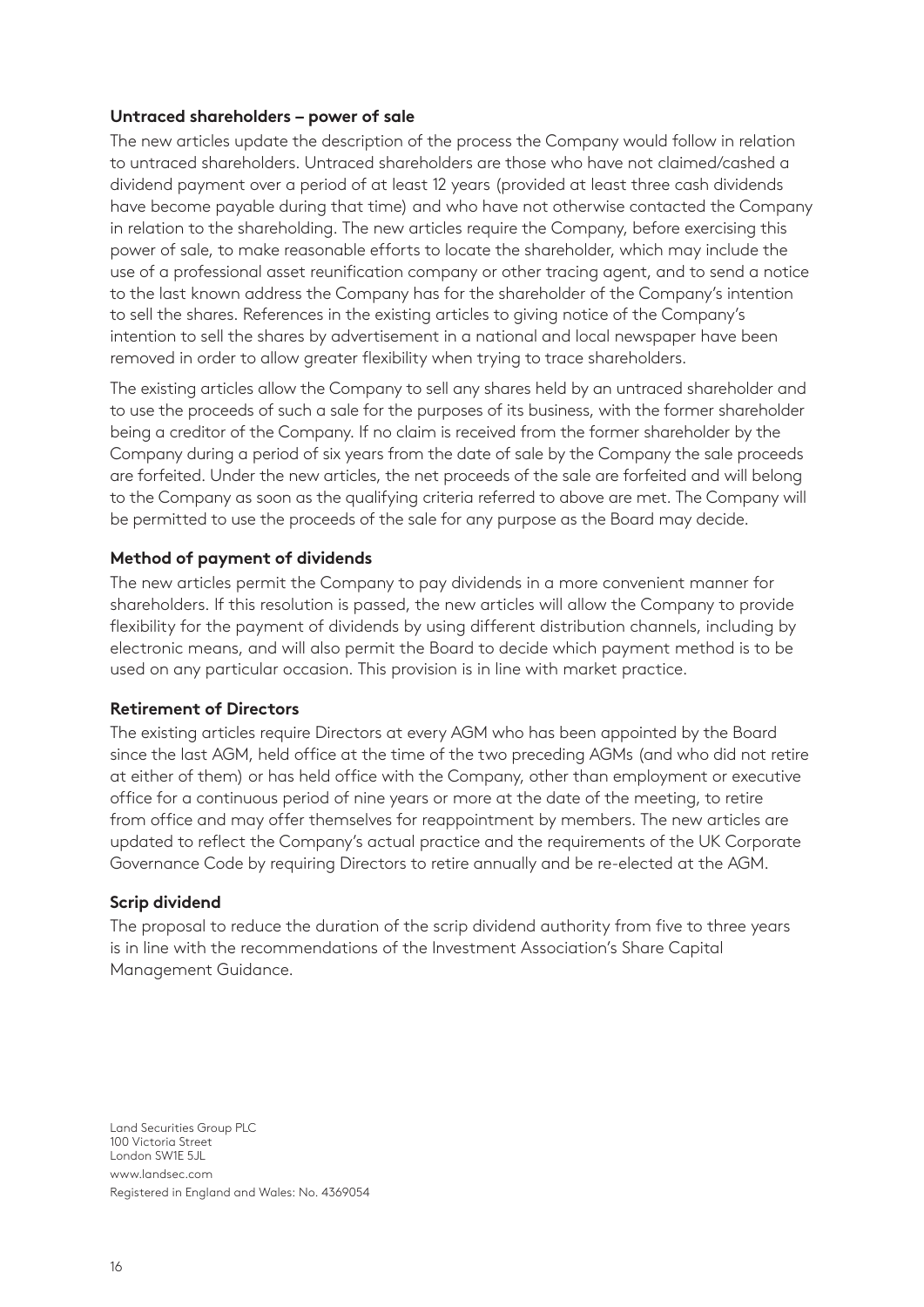**Untraced shareholders – power of sale**

The new articles update the description of the process the Company would follow in relation to untraced shareholders. Untraced shareholders are those who have not claimed/cashed a dividend payment over a period of at least 12 years (provided at least three cash dividends have become payable during that time) and who have not otherwise contacted the Company in relation to the shareholding. The new articles require the Company, before exercising this power of sale, to make reasonable efforts to locate the shareholder, which may include the use of a professional asset reunification company or other tracing agent, and to send a notice to the last known address the Company has for the shareholder of the Company's intention to sell the shares. References in the existing articles to giving notice of the Company's intention to sell the shares by advertisement in a national and local newspaper have been removed in order to allow greater flexibility when trying to trace shareholders.

The existing articles allow the Company to sell any shares held by an untraced shareholder and to use the proceeds of such a sale for the purposes of its business, with the former shareholder being a creditor of the Company. If no claim is received from the former shareholder by the Company during a period of six years from the date of sale by the Company the sale proceeds are forfeited. Under the new articles, the net proceeds of the sale are forfeited and will belong to the Company as soon as the qualifying criteria referred to above are met. The Company will be permitted to use the proceeds of the sale for any purpose as the Board may decide.

**Method of payment of dividends**

The new articles permit the Company to pay dividends in a more convenient manner for shareholders. If this resolution is passed, the new articles will allow the Company to provide flexibility for the payment of dividends by using different distribution channels, including by electronic means, and will also permit the Board to decide which payment method is to be used on any particular occasion. This provision is in line with market practice.

**Retirement of Directors**

The existing articles require Directors at every AGM who has been appointed by the Board since the last AGM, held office at the time of the two preceding AGMs (and who did not retire at either of them) or has held office with the Company, other than employment or executive office for a continuous period of nine years or more at the date of the meeting, to retire from office and may offer themselves for reappointment by members. The new articles are updated to reflect the Company's actual practice and the requirements of the UK Corporate Governance Code by requiring Directors to retire annually and be re-elected at the AGM.

**Scrip dividend**

The proposal to reduce the duration of the scrip dividend authority from five to three years is in line with the recommendations of the Investment Association's Share Capital Management Guidance.

Land Securities Group PLC
100 Victoria Street
London SW1E 5JL
www.landsec.com
Registered in England and Wales: No. 4369054